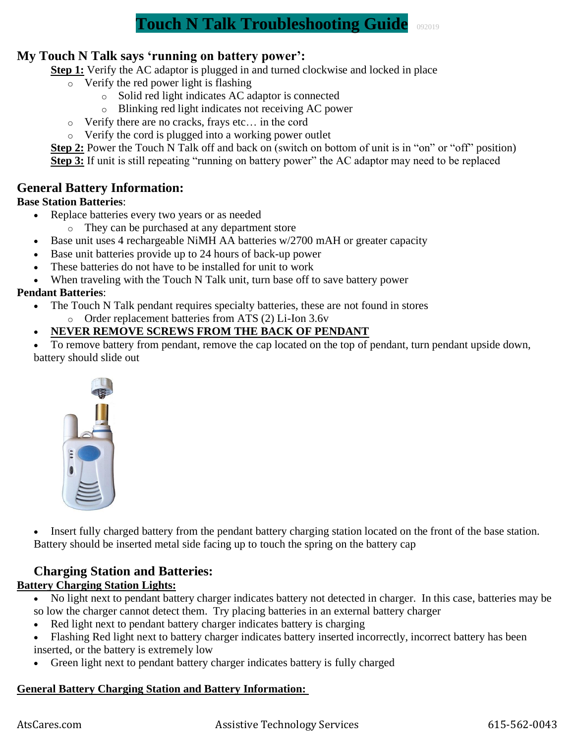# Touch N Talk Troubleshooting Guide

092019

## My Touch N Talk says 'running on battery power':

**Step 1:** Verify the AC adaptor is plugged in and turned clockwise and locked in place

- Verify the red power light is flashing
  - Solid red light indicates AC adaptor is connected
  - Blinking red light indicates not receiving AC power
- Verify there are no cracks, frays etc… in the cord
- Verify the cord is plugged into a working power outlet

**Step 2:** Power the Touch N Talk off and back on (switch on bottom of unit is in "on" or "off" position)

**Step 3:** If unit is still repeating "running on battery power" the AC adaptor may need to be replaced

## General Battery Information:

**Base Station Batteries**:

- Replace batteries every two years or as needed
  - They can be purchased at any department store
- Base unit uses 4 rechargeable NiMH AA batteries w/2700 mAH or greater capacity
- Base unit batteries provide up to 24 hours of back-up power
- These batteries do not have to be installed for unit to work
- When traveling with the Touch N Talk unit, turn base off to save battery power

**Pendant Batteries**:

- The Touch N Talk pendant requires specialty batteries, these are not found in stores
  - Order replacement batteries from ATS (2) Li-Ion 3.6v
- **NEVER REMOVE SCREWS FROM THE BACK OF PENDANT**
- To remove battery from pendant, remove the cap located on the top of pendant, turn pendant upside down, battery should slide out
- Insert fully charged battery from the pendant battery charging station located on the front of the base station. Battery should be inserted metal side facing up to touch the spring on the battery cap

## Charging Station and Batteries:

**Battery Charging Station Lights:**

- No light next to pendant battery charger indicates battery not detected in charger. In this case, batteries may be so low the charger cannot detect them. Try placing batteries in an external battery charger
- Red light next to pendant battery charger indicates battery is charging
- Flashing Red light next to battery charger indicates battery inserted incorrectly, incorrect battery has been inserted, or the battery is extremely low
- Green light next to pendant battery charger indicates battery is fully charged

**General Battery Charging Station and Battery Information:**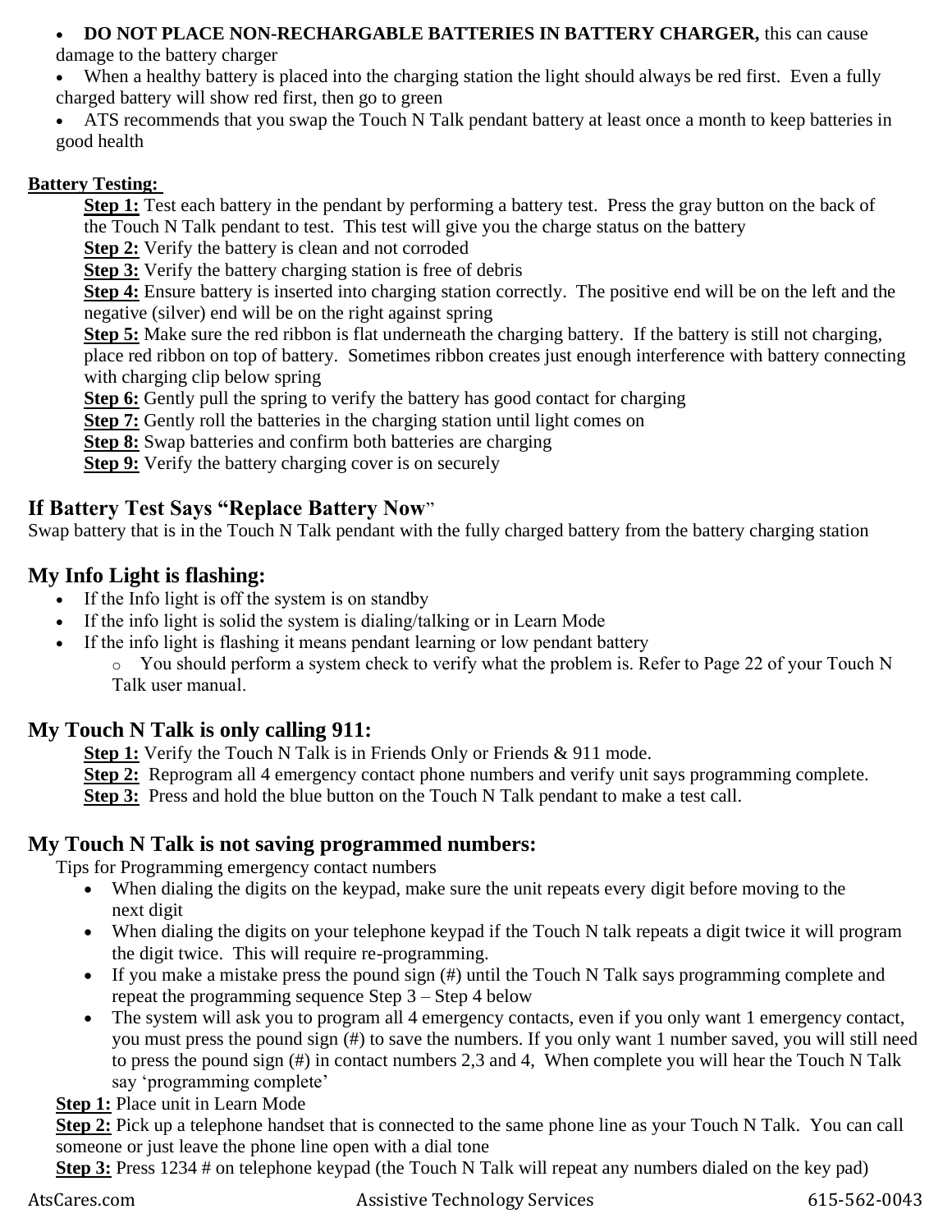- **DO NOT PLACE NON-RECHARGABLE BATTERIES IN BATTERY CHARGER,** this can cause damage to the battery charger
- When a healthy battery is placed into the charging station the light should always be red first. Even a fully charged battery will show red first, then go to green
- ATS recommends that you swap the Touch N Talk pendant battery at least once a month to keep batteries in good health

**Battery Testing:**

**Step 1:** Test each battery in the pendant by performing a battery test. Press the gray button on the back of the Touch N Talk pendant to test. This test will give you the charge status on the battery

**Step 2:** Verify the battery is clean and not corroded

**Step 3:** Verify the battery charging station is free of debris

**Step 4:** Ensure battery is inserted into charging station correctly. The positive end will be on the left and the negative (silver) end will be on the right against spring

**Step 5:** Make sure the red ribbon is flat underneath the charging battery. If the battery is still not charging, place red ribbon on top of battery. Sometimes ribbon creates just enough interference with battery connecting with charging clip below spring

**Step 6:** Gently pull the spring to verify the battery has good contact for charging

**Step 7:** Gently roll the batteries in the charging station until light comes on

**Step 8:** Swap batteries and confirm both batteries are charging

**Step 9:** Verify the battery charging cover is on securely

## If Battery Test Says "Replace Battery Now"

Swap battery that is in the Touch N Talk pendant with the fully charged battery from the battery charging station

## My Info Light is flashing:

- If the Info light is off the system is on standby
- If the info light is solid the system is dialing/talking or in Learn Mode
- If the info light is flashing it means pendant learning or low pendant battery
  - You should perform a system check to verify what the problem is. Refer to Page 22 of your Touch N Talk user manual.

## My Touch N Talk is only calling 911:

**Step 1:** Verify the Touch N Talk is in Friends Only or Friends & 911 mode.

**Step 2:** Reprogram all 4 emergency contact phone numbers and verify unit says programming complete.

**Step 3:** Press and hold the blue button on the Touch N Talk pendant to make a test call.

## My Touch N Talk is not saving programmed numbers:

Tips for Programming emergency contact numbers

- When dialing the digits on the keypad, make sure the unit repeats every digit before moving to the next digit
- When dialing the digits on your telephone keypad if the Touch N talk repeats a digit twice it will program the digit twice. This will require re-programming.
- If you make a mistake press the pound sign (#) until the Touch N Talk says programming complete and repeat the programming sequence Step 3 – Step 4 below
- The system will ask you to program all 4 emergency contacts, even if you only want 1 emergency contact, you must press the pound sign (#) to save the numbers. If you only want 1 number saved, you will still need to press the pound sign (#) in contact numbers 2,3 and 4, When complete you will hear the Touch N Talk say 'programming complete'

**Step 1:** Place unit in Learn Mode

**Step 2:** Pick up a telephone handset that is connected to the same phone line as your Touch N Talk. You can call someone or just leave the phone line open with a dial tone

**Step 3:** Press 1234 # on telephone keypad (the Touch N Talk will repeat any numbers dialed on the key pad)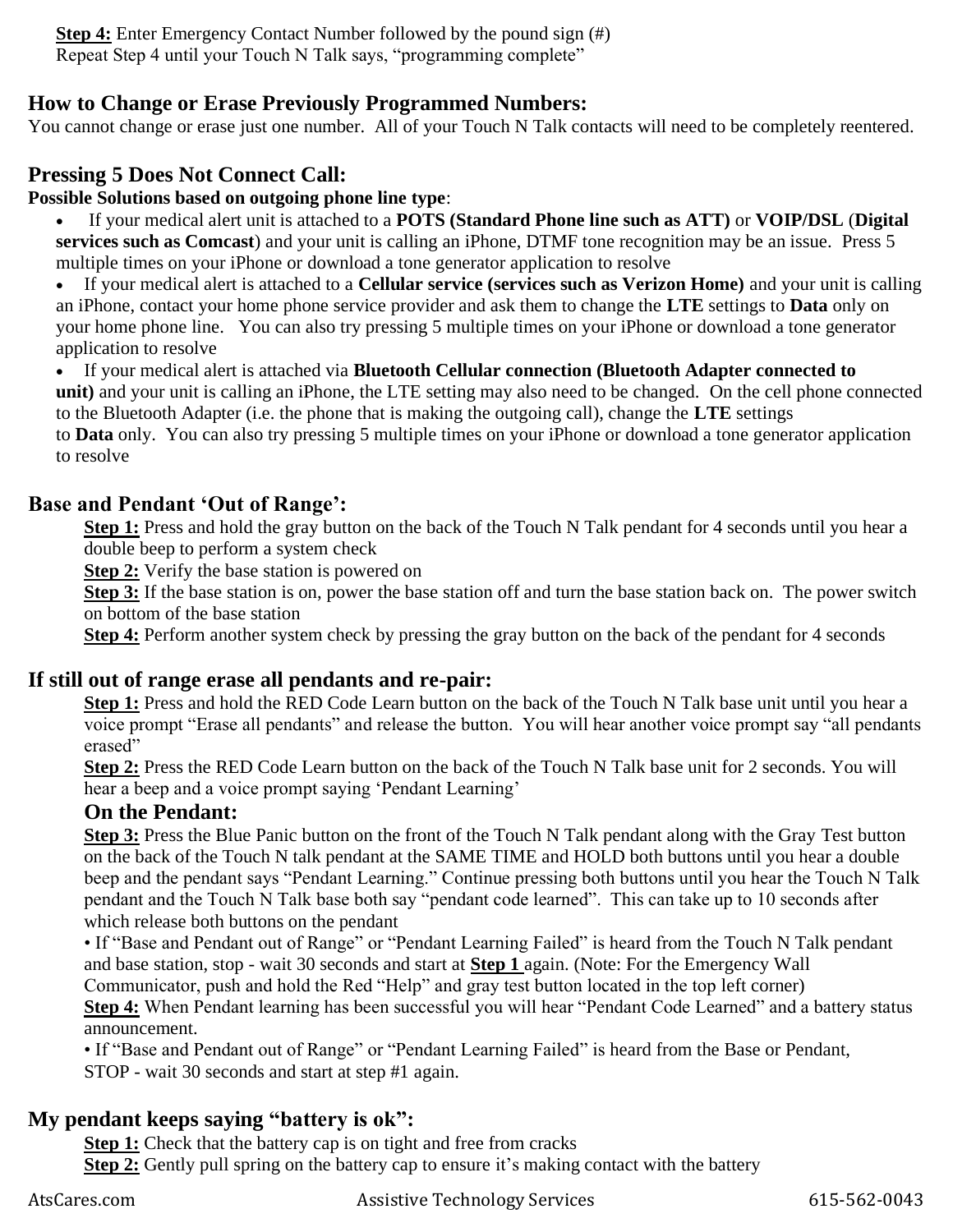**Step 4:** Enter Emergency Contact Number followed by the pound sign (#)
Repeat Step 4 until your Touch N Talk says, "programming complete"

## How to Change or Erase Previously Programmed Numbers:

You cannot change or erase just one number. All of your Touch N Talk contacts will need to be completely reentered.

## Pressing 5 Does Not Connect Call:

**Possible Solutions based on outgoing phone line type**:

- If your medical alert unit is attached to a **POTS (Standard Phone line such as ATT)** or **VOIP/DSL** (**Digital services such as Comcast**) and your unit is calling an iPhone, DTMF tone recognition may be an issue. Press 5 multiple times on your iPhone or download a tone generator application to resolve
- If your medical alert is attached to a **Cellular service (services such as Verizon Home)** and your unit is calling an iPhone, contact your home phone service provider and ask them to change the **LTE** settings to **Data** only on your home phone line. You can also try pressing 5 multiple times on your iPhone or download a tone generator application to resolve
- If your medical alert is attached via **Bluetooth Cellular connection (Bluetooth Adapter connected to unit)** and your unit is calling an iPhone, the LTE setting may also need to be changed. On the cell phone connected to the Bluetooth Adapter (i.e. the phone that is making the outgoing call), change the **LTE** settings to **Data** only. You can also try pressing 5 multiple times on your iPhone or download a tone generator application to resolve

## Base and Pendant 'Out of Range':

**Step 1:** Press and hold the gray button on the back of the Touch N Talk pendant for 4 seconds until you hear a double beep to perform a system check

**Step 2:** Verify the base station is powered on

**Step 3:** If the base station is on, power the base station off and turn the base station back on. The power switch on bottom of the base station

**Step 4:** Perform another system check by pressing the gray button on the back of the pendant for 4 seconds

## If still out of range erase all pendants and re-pair:

**Step 1:** Press and hold the RED Code Learn button on the back of the Touch N Talk base unit until you hear a voice prompt "Erase all pendants" and release the button. You will hear another voice prompt say "all pendants erased"

**Step 2:** Press the RED Code Learn button on the back of the Touch N Talk base unit for 2 seconds. You will hear a beep and a voice prompt saying 'Pendant Learning'

### On the Pendant:

**Step 3:** Press the Blue Panic button on the front of the Touch N Talk pendant along with the Gray Test button on the back of the Touch N talk pendant at the SAME TIME and HOLD both buttons until you hear a double beep and the pendant says "Pendant Learning." Continue pressing both buttons until you hear the Touch N Talk pendant and the Touch N Talk base both say "pendant code learned". This can take up to 10 seconds after which release both buttons on the pendant

• If "Base and Pendant out of Range" or "Pendant Learning Failed" is heard from the Touch N Talk pendant and base station, stop - wait 30 seconds and start at **Step 1** again. (Note: For the Emergency Wall Communicator, push and hold the Red "Help" and gray test button located in the top left corner)

**Step 4:** When Pendant learning has been successful you will hear "Pendant Code Learned" and a battery status announcement.

• If "Base and Pendant out of Range" or "Pendant Learning Failed" is heard from the Base or Pendant, STOP - wait 30 seconds and start at step #1 again.

## My pendant keeps saying "battery is ok":

**Step 1:** Check that the battery cap is on tight and free from cracks

**Step 2:** Gently pull spring on the battery cap to ensure it's making contact with the battery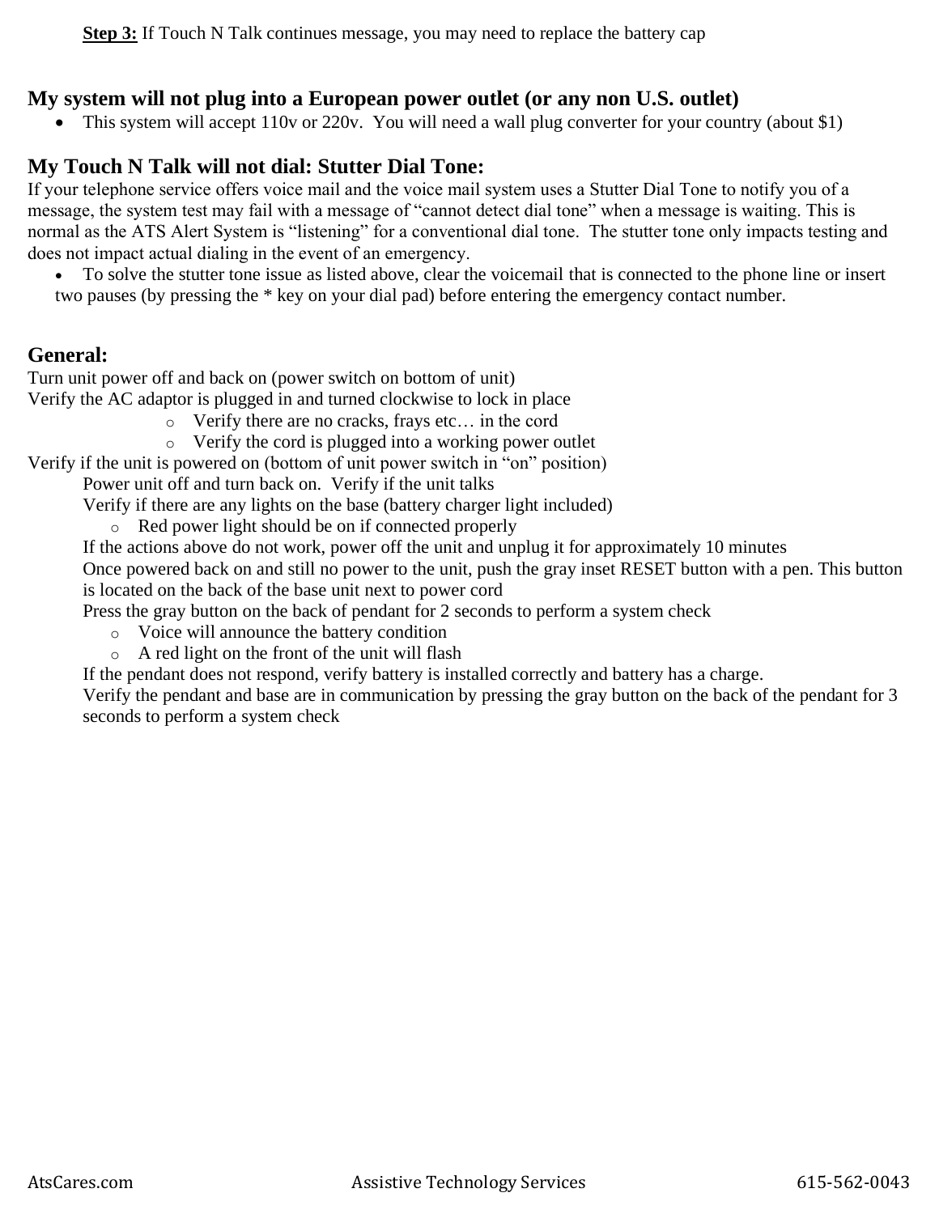**Step 3:** If Touch N Talk continues message, you may need to replace the battery cap

## My system will not plug into a European power outlet (or any non U.S. outlet)

- This system will accept 110v or 220v. You will need a wall plug converter for your country (about $1)

## My Touch N Talk will not dial: Stutter Dial Tone:

If your telephone service offers voice mail and the voice mail system uses a Stutter Dial Tone to notify you of a message, the system test may fail with a message of "cannot detect dial tone" when a message is waiting. This is normal as the ATS Alert System is "listening" for a conventional dial tone. The stutter tone only impacts testing and does not impact actual dialing in the event of an emergency.

- To solve the stutter tone issue as listed above, clear the voicemail that is connected to the phone line or insert two pauses (by pressing the * key on your dial pad) before entering the emergency contact number.

## General:

Turn unit power off and back on (power switch on bottom of unit)

Verify the AC adaptor is plugged in and turned clockwise to lock in place

- Verify there are no cracks, frays etc… in the cord
- Verify the cord is plugged into a working power outlet

Verify if the unit is powered on (bottom of unit power switch in "on" position)

Power unit off and turn back on. Verify if the unit talks

Verify if there are any lights on the base (battery charger light included)

- Red power light should be on if connected properly

If the actions above do not work, power off the unit and unplug it for approximately 10 minutes

Once powered back on and still no power to the unit, push the gray inset RESET button with a pen. This button is located on the back of the base unit next to power cord

Press the gray button on the back of pendant for 2 seconds to perform a system check

- Voice will announce the battery condition
- A red light on the front of the unit will flash

If the pendant does not respond, verify battery is installed correctly and battery has a charge.

Verify the pendant and base are in communication by pressing the gray button on the back of the pendant for 3 seconds to perform a system check